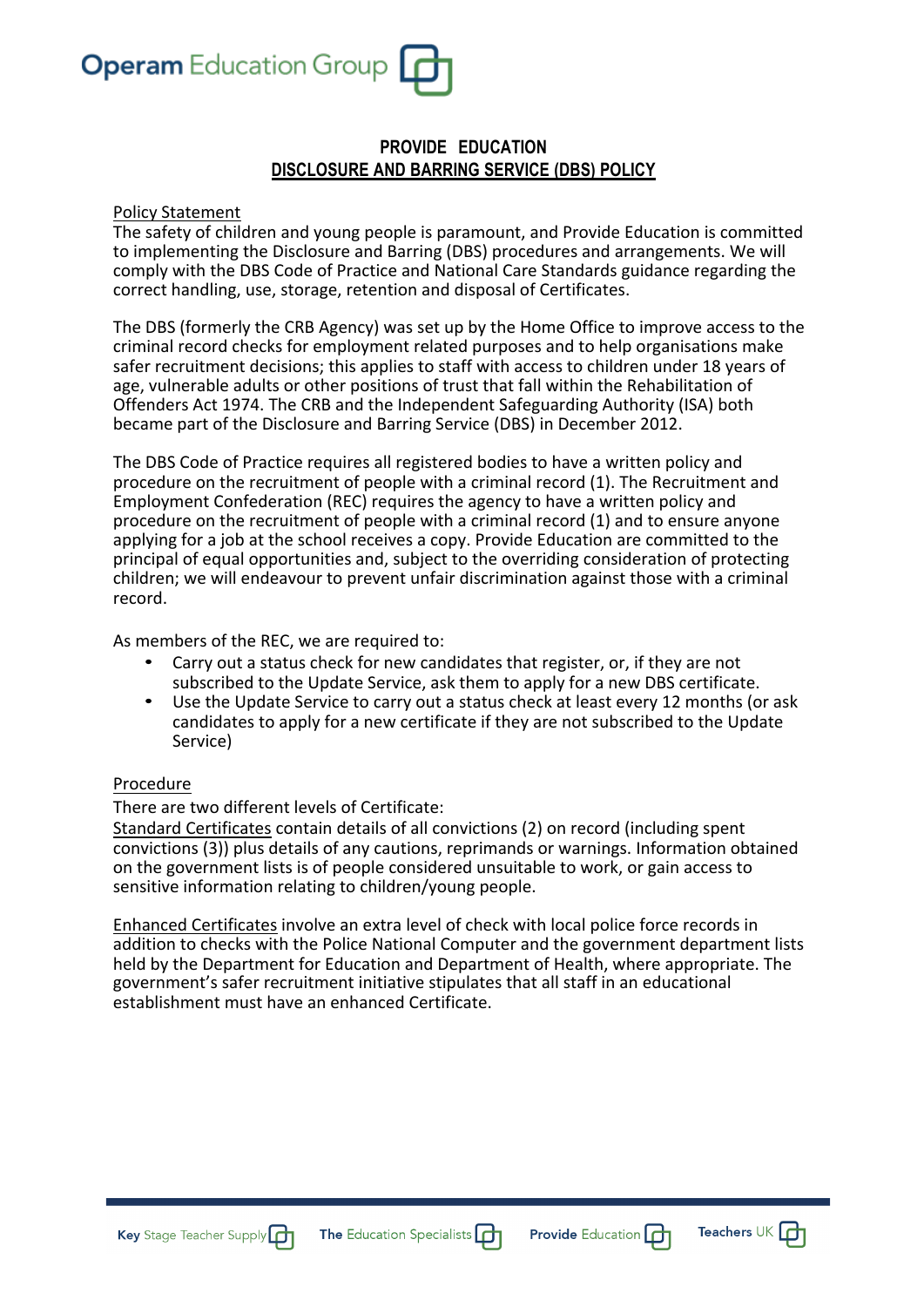# PROVIDE EDUCATION

## DISCLOSURE AND BARRING SERVICE (DBS) POLICY

Policy Statement

The safety of children and young people is paramount, and Provide Education is committed to implementing the Disclosure and Barring (DBS) procedures and arrangements. We will comply with the DBS Code of Practice and National Care Standards guidance regarding the correct handling, use, storage, retention and disposal of Certificates.

The DBS (formerly the CRB Agency) was set up by the Home Office to improve access to the criminal record checks for employment related purposes and to help organisations make safer recruitment decisions; this applies to staff with access to children under 18 years of age, vulnerable adults or other positions of trust that fall within the Rehabilitation of Offenders Act 1974. The CRB and the Independent Safeguarding Authority (ISA) both became part of the Disclosure and Barring Service (DBS) in December 2012.

The DBS Code of Practice requires all registered bodies to have a written policy and procedure on the recruitment of people with a criminal record (1). The Recruitment and Employment Confederation (REC) requires the agency to have a written policy and procedure on the recruitment of people with a criminal record (1) and to ensure anyone applying for a job at the school receives a copy. Provide Education are committed to the principal of equal opportunities and, subject to the overriding consideration of protecting children; we will endeavour to prevent unfair discrimination against those with a criminal record.

As members of the REC, we are required to:

- Carry out a status check for new candidates that register, or, if they are not subscribed to the Update Service, ask them to apply for a new DBS certificate.
- Use the Update Service to carry out a status check at least every 12 months (or ask candidates to apply for a new certificate if they are not subscribed to the Update Service)

Procedure

There are two different levels of Certificate:

Standard Certificates contain details of all convictions (2) on record (including spent convictions (3)) plus details of any cautions, reprimands or warnings. Information obtained on the government lists is of people considered unsuitable to work, or gain access to sensitive information relating to children/young people.

Enhanced Certificates involve an extra level of check with local police force records in addition to checks with the Police National Computer and the government department lists held by the Department for Education and Department of Health, where appropriate. The government's safer recruitment initiative stipulates that all staff in an educational establishment must have an enhanced Certificate.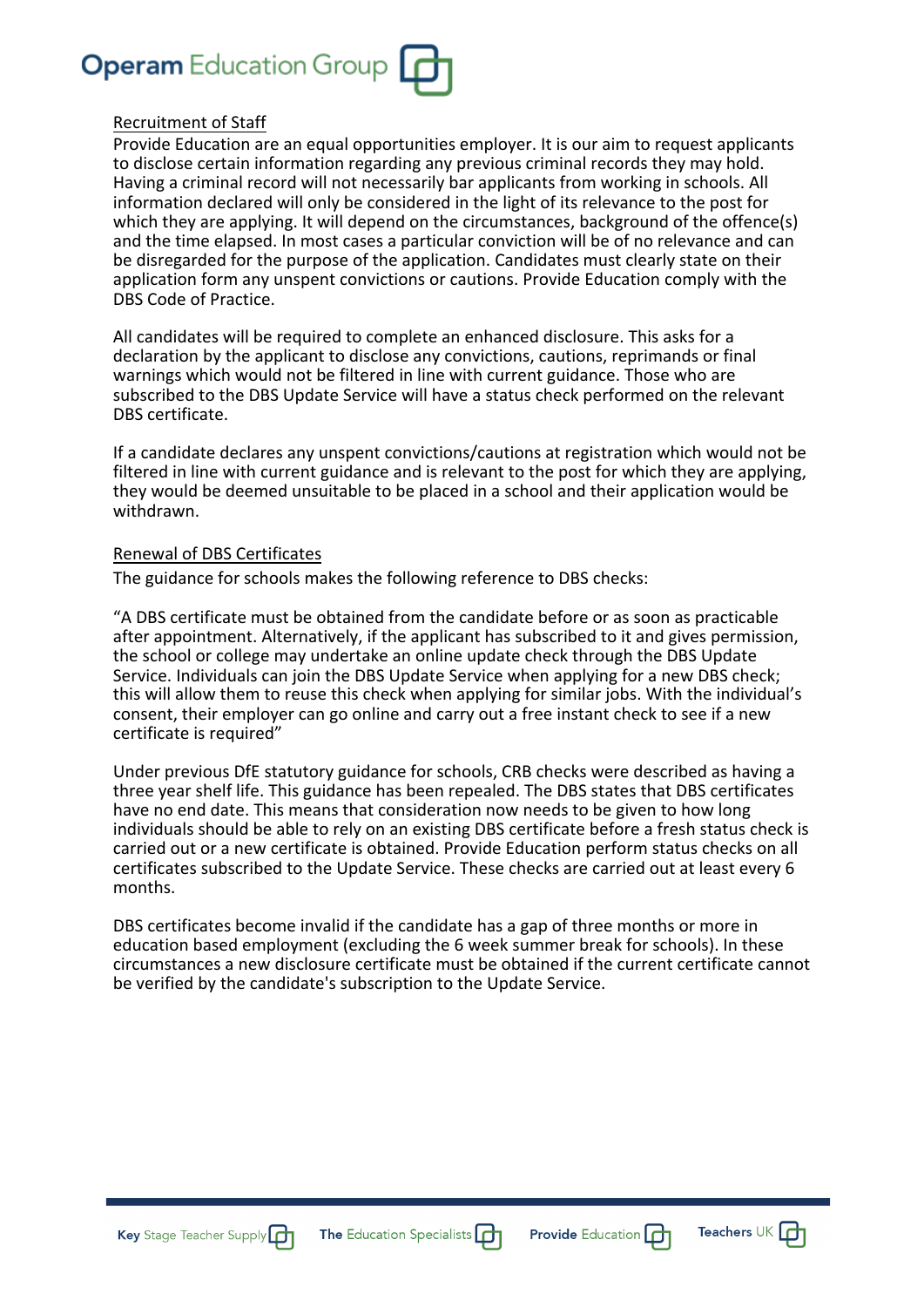## Recruitment of Staff

Provide Education are an equal opportunities employer. It is our aim to request applicants to disclose certain information regarding any previous criminal records they may hold. Having a criminal record will not necessarily bar applicants from working in schools. All information declared will only be considered in the light of its relevance to the post for which they are applying. It will depend on the circumstances, background of the offence(s) and the time elapsed. In most cases a particular conviction will be of no relevance and can be disregarded for the purpose of the application. Candidates must clearly state on their application form any unspent convictions or cautions. Provide Education comply with the DBS Code of Practice.

All candidates will be required to complete an enhanced disclosure. This asks for a declaration by the applicant to disclose any convictions, cautions, reprimands or final warnings which would not be filtered in line with current guidance. Those who are subscribed to the DBS Update Service will have a status check performed on the relevant DBS certificate.

If a candidate declares any unspent convictions/cautions at registration which would not be filtered in line with current guidance and is relevant to the post for which they are applying, they would be deemed unsuitable to be placed in a school and their application would be withdrawn.

## Renewal of DBS Certificates

The guidance for schools makes the following reference to DBS checks:

"A DBS certificate must be obtained from the candidate before or as soon as practicable after appointment. Alternatively, if the applicant has subscribed to it and gives permission, the school or college may undertake an online update check through the DBS Update Service. Individuals can join the DBS Update Service when applying for a new DBS check; this will allow them to reuse this check when applying for similar jobs. With the individual's consent, their employer can go online and carry out a free instant check to see if a new certificate is required"

Under previous DfE statutory guidance for schools, CRB checks were described as having a three year shelf life. This guidance has been repealed. The DBS states that DBS certificates have no end date. This means that consideration now needs to be given to how long individuals should be able to rely on an existing DBS certificate before a fresh status check is carried out or a new certificate is obtained. Provide Education perform status checks on all certificates subscribed to the Update Service. These checks are carried out at least every 6 months.

DBS certificates become invalid if the candidate has a gap of three months or more in education based employment (excluding the 6 week summer break for schools). In these circumstances a new disclosure certificate must be obtained if the current certificate cannot be verified by the candidate's subscription to the Update Service.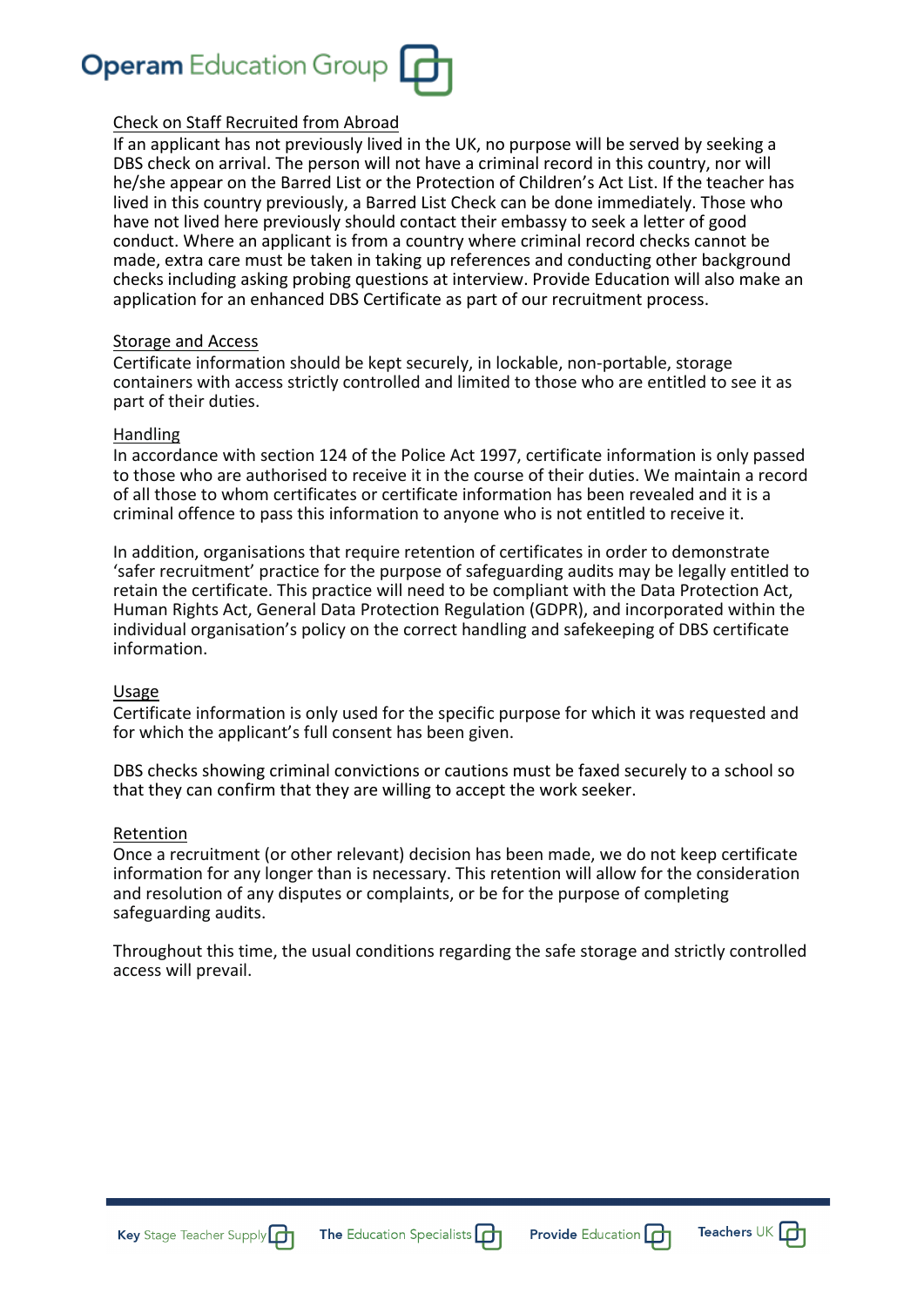## Check on Staff Recruited from Abroad

If an applicant has not previously lived in the UK, no purpose will be served by seeking a DBS check on arrival. The person will not have a criminal record in this country, nor will he/she appear on the Barred List or the Protection of Children's Act List. If the teacher has lived in this country previously, a Barred List Check can be done immediately. Those who have not lived here previously should contact their embassy to seek a letter of good conduct. Where an applicant is from a country where criminal record checks cannot be made, extra care must be taken in taking up references and conducting other background checks including asking probing questions at interview. Provide Education will also make an application for an enhanced DBS Certificate as part of our recruitment process.

## Storage and Access

Certificate information should be kept securely, in lockable, non-portable, storage containers with access strictly controlled and limited to those who are entitled to see it as part of their duties.

## Handling

In accordance with section 124 of the Police Act 1997, certificate information is only passed to those who are authorised to receive it in the course of their duties. We maintain a record of all those to whom certificates or certificate information has been revealed and it is a criminal offence to pass this information to anyone who is not entitled to receive it.

In addition, organisations that require retention of certificates in order to demonstrate 'safer recruitment' practice for the purpose of safeguarding audits may be legally entitled to retain the certificate. This practice will need to be compliant with the Data Protection Act, Human Rights Act, General Data Protection Regulation (GDPR), and incorporated within the individual organisation's policy on the correct handling and safekeeping of DBS certificate information.

## Usage

Certificate information is only used for the specific purpose for which it was requested and for which the applicant's full consent has been given.

DBS checks showing criminal convictions or cautions must be faxed securely to a school so that they can confirm that they are willing to accept the work seeker.

## Retention

Once a recruitment (or other relevant) decision has been made, we do not keep certificate information for any longer than is necessary. This retention will allow for the consideration and resolution of any disputes or complaints, or be for the purpose of completing safeguarding audits.

Throughout this time, the usual conditions regarding the safe storage and strictly controlled access will prevail.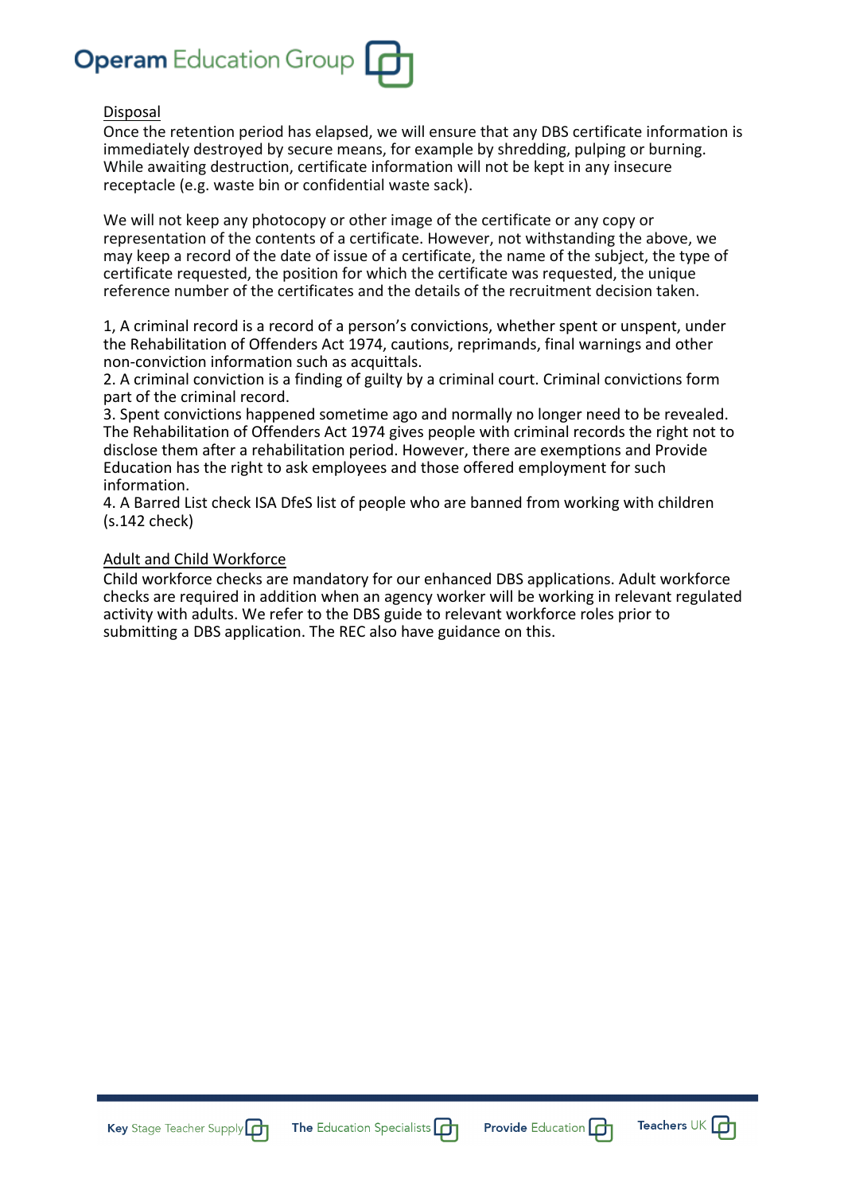Disposal

Once the retention period has elapsed, we will ensure that any DBS certificate information is immediately destroyed by secure means, for example by shredding, pulping or burning. While awaiting destruction, certificate information will not be kept in any insecure receptacle (e.g. waste bin or confidential waste sack).

We will not keep any photocopy or other image of the certificate or any copy or representation of the contents of a certificate. However, not withstanding the above, we may keep a record of the date of issue of a certificate, the name of the subject, the type of certificate requested, the position for which the certificate was requested, the unique reference number of the certificates and the details of the recruitment decision taken.

1, A criminal record is a record of a person's convictions, whether spent or unspent, under the Rehabilitation of Offenders Act 1974, cautions, reprimands, final warnings and other non-conviction information such as acquittals.
2. A criminal conviction is a finding of guilty by a criminal court. Criminal convictions form part of the criminal record.
3. Spent convictions happened sometime ago and normally no longer need to be revealed. The Rehabilitation of Offenders Act 1974 gives people with criminal records the right not to disclose them after a rehabilitation period. However, there are exemptions and Provide Education has the right to ask employees and those offered employment for such information.
4. A Barred List check ISA DfeS list of people who are banned from working with children (s.142 check)

Adult and Child Workforce

Child workforce checks are mandatory for our enhanced DBS applications. Adult workforce checks are required in addition when an agency worker will be working in relevant regulated activity with adults. We refer to the DBS guide to relevant workforce roles prior to submitting a DBS application. The REC also have guidance on this.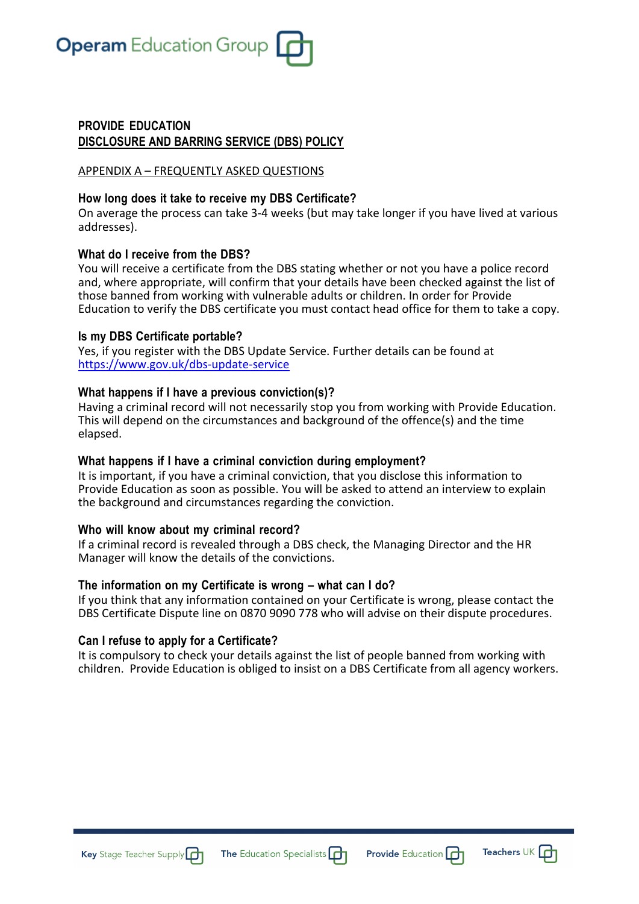**PROVIDE EDUCATION**
**DISCLOSURE AND BARRING SERVICE (DBS) POLICY**

APPENDIX A – FREQUENTLY ASKED QUESTIONS

**How long does it take to receive my DBS Certificate?**
On average the process can take 3-4 weeks (but may take longer if you have lived at various addresses).

**What do I receive from the DBS?**
You will receive a certificate from the DBS stating whether or not you have a police record and, where appropriate, will confirm that your details have been checked against the list of those banned from working with vulnerable adults or children. In order for Provide Education to verify the DBS certificate you must contact head office for them to take a copy.

**Is my DBS Certificate portable?**
Yes, if you register with the DBS Update Service. Further details can be found at https://www.gov.uk/dbs-update-service

**What happens if I have a previous conviction(s)?**
Having a criminal record will not necessarily stop you from working with Provide Education. This will depend on the circumstances and background of the offence(s) and the time elapsed.

**What happens if I have a criminal conviction during employment?**
It is important, if you have a criminal conviction, that you disclose this information to Provide Education as soon as possible. You will be asked to attend an interview to explain the background and circumstances regarding the conviction.

**Who will know about my criminal record?**
If a criminal record is revealed through a DBS check, the Managing Director and the HR Manager will know the details of the convictions.

**The information on my Certificate is wrong – what can I do?**
If you think that any information contained on your Certificate is wrong, please contact the DBS Certificate Dispute line on 0870 9090 778 who will advise on their dispute procedures.

**Can I refuse to apply for a Certificate?**
It is compulsory to check your details against the list of people banned from working with children. Provide Education is obliged to insist on a DBS Certificate from all agency workers.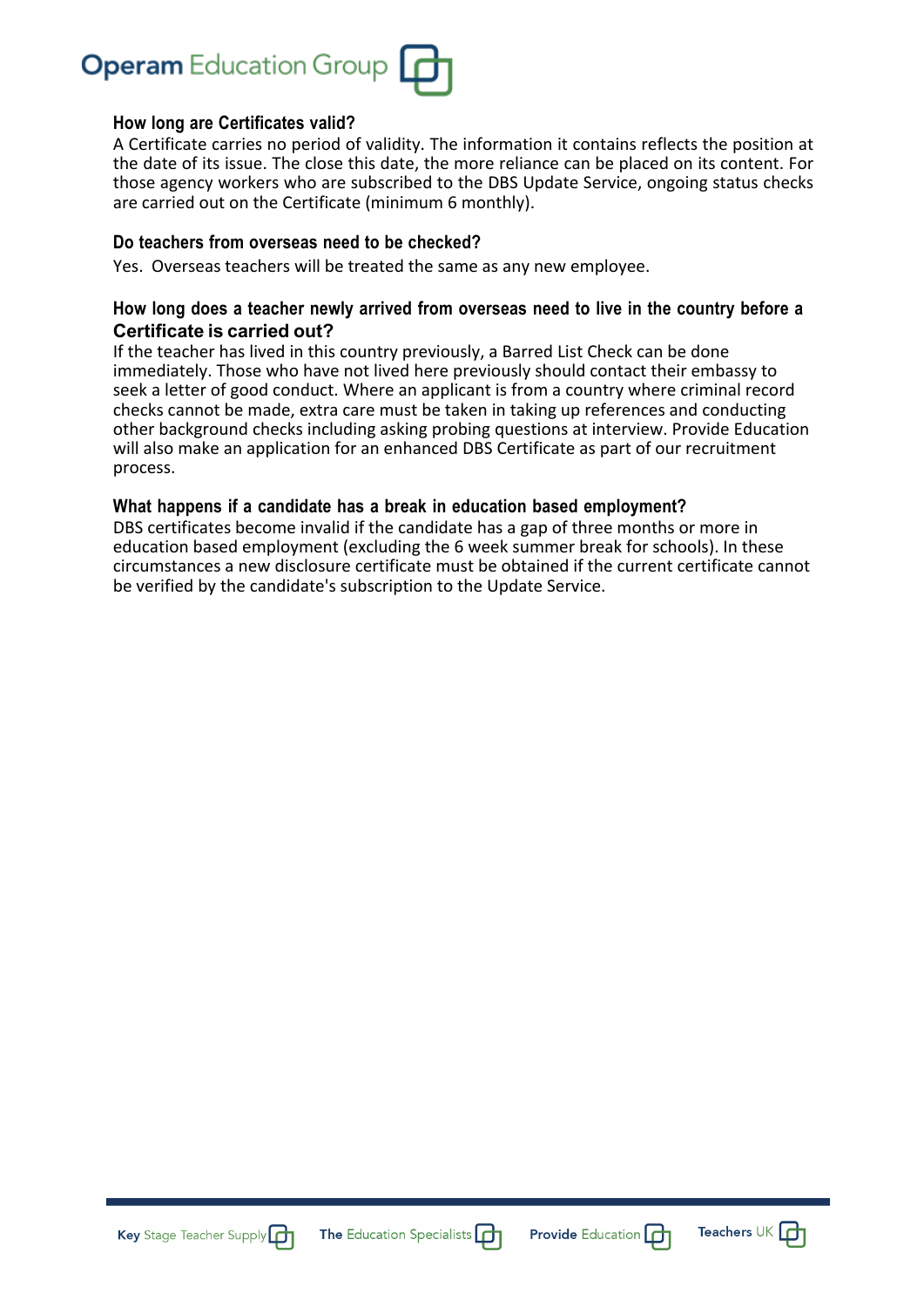### How long are Certificates valid?

A Certificate carries no period of validity. The information it contains reflects the position at the date of its issue. The close this date, the more reliance can be placed on its content. For those agency workers who are subscribed to the DBS Update Service, ongoing status checks are carried out on the Certificate (minimum 6 monthly).

### Do teachers from overseas need to be checked?

Yes. Overseas teachers will be treated the same as any new employee.

### How long does a teacher newly arrived from overseas need to live in the country before a Certificate is carried out?

If the teacher has lived in this country previously, a Barred List Check can be done immediately. Those who have not lived here previously should contact their embassy to seek a letter of good conduct. Where an applicant is from a country where criminal record checks cannot be made, extra care must be taken in taking up references and conducting other background checks including asking probing questions at interview. Provide Education will also make an application for an enhanced DBS Certificate as part of our recruitment process.

### What happens if a candidate has a break in education based employment?

DBS certificates become invalid if the candidate has a gap of three months or more in education based employment (excluding the 6 week summer break for schools). In these circumstances a new disclosure certificate must be obtained if the current certificate cannot be verified by the candidate's subscription to the Update Service.